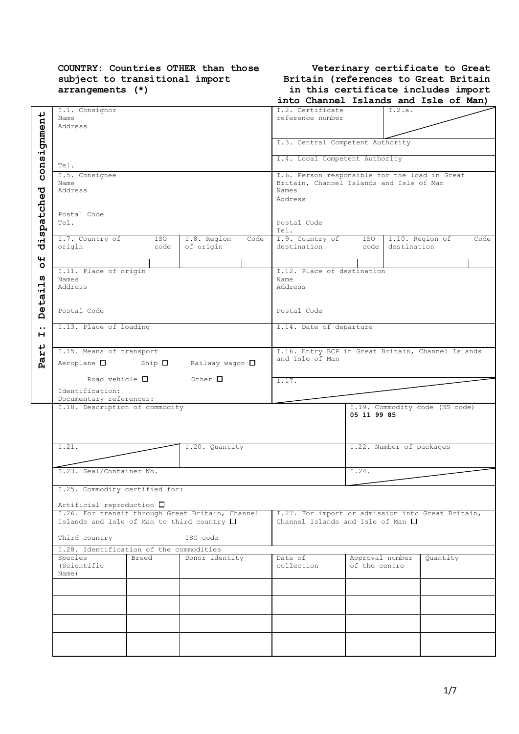**COUNTRY: Countries OTHER than those subject to transitional import arrangements (\*)**

**Veterinary certificate to Great Britain (references to Great Britain in this certificate includes import into Channel Islands and Isle of Man)**

**Part I: Details of dispatched consignment**

| | | | | | |
|---|---|---|---|---|---|
| I.1. Consignor<br>Name<br>Address<br><br>Tel. | | | I.2. Certificate reference number | | I.2.a. |
| | | | I.3. Central Competent Authority | | |
| | | | I.4. Local Competent Authority | | |
| I.5. Consignee<br>Name<br>Address<br><br>Postal Code<br>Tel. | | | I.6. Person responsible for the load in Great Britain, Channel Islands and Isle of Man<br>Names<br>Address<br><br>Postal Code<br>Tel. | | |
| I.7. Country of origin | ISO code | I.8. Region of origin / Code | I.9. Country of destination | ISO code | I.10. Region of destination / Code |
| I.11. Place of origin<br>Names<br>Address<br><br>Postal Code | | | I.12. Place of destination<br>Name<br>Address<br><br>Postal Code | | |
| I.13. Place of loading | | | I.14. Date of departure | | |
| I.15. Means of transport<br>Aeroplane ☐ Ship ☐ Railway wagon ☐<br>Road vehicle ☐ Other ☐<br>Identification:<br>Documentary references: | | | I.16. Entry BCP in Great Britain, Channel Islands and Isle of Man | | |
| | | | I.17. | | |
| I.18. Description of commodity | | | | I.19. Commodity code (HS code)<br>**05 11 99 85** | |
| I.21. | | I.20. Quantity | | I.22. Number of packages | |
| I.23. Seal/Container No. | | | | I.24. | |
| I.25. Commodity certified for:<br><br>Artificial reproduction ☐ | | | | | |
| I.26. For transit through Great Britain, Channel Islands and Isle of Man to third country ☐<br><br>Third country ISO code | | | I.27. For import or admission into Great Britain, Channel Islands and Isle of Man ☐ | | |

I.28. Identification of the commodities

| Species (Scientific Name) | Breed | Donor identity | Date of collection | Approval number of the centre | Quantity |
|---|---|---|---|---|---|
| | | | | | |
| | | | | | |
| | | | | | |
| | | | | | |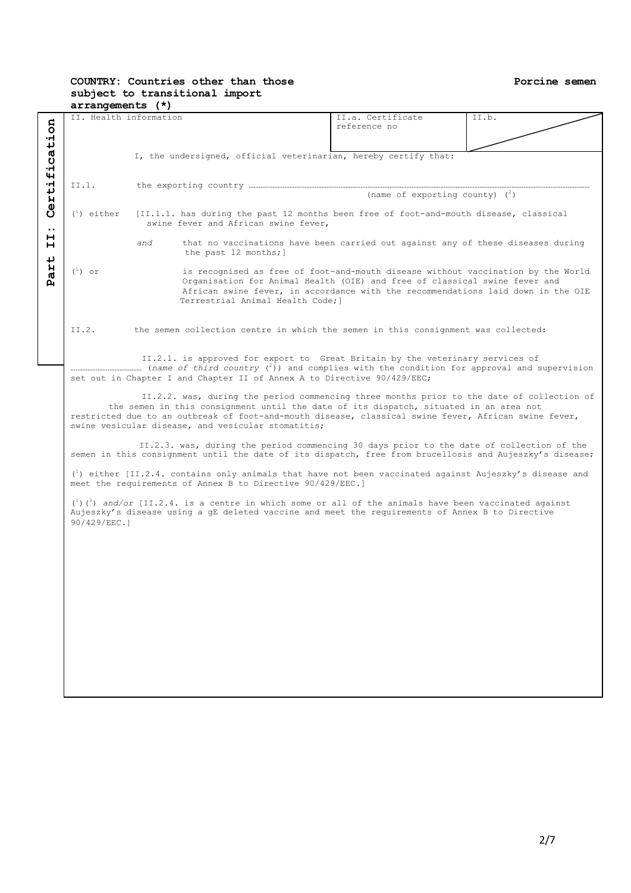**COUNTRY: Countries other than those subject to transitional import arrangements (*)** **Porcine semen**

**Part II: Certification**

| II. Health information | II.a. Certificate reference no | II.b. |
|---|---|---|

I, the undersigned, official veterinarian, hereby certify that:

II.1. the exporting country ……………………………………………………………………………………………
(name of exporting county) [2]

[1] either [II.1.1. has during the past 12 months been free of foot-and-mouth disease, classical swine fever and African swine fever,

*and* that no vaccinations have been carried out against any of these diseases during the past 12 months;]

[1] or is recognised as free of foot-and-mouth disease without vaccination by the World Organisation for Animal Health (OIE) and free of classical swine fever and African swine fever, in accordance with the recommendations laid down in the OIE Terrestrial Animal Health Code;]

II.2. the semen collection centre in which the semen in this consignment was collected:

II.2.1. is approved for export to Great Britain by the veterinary services of …………………………… (*name of third country* [2]) and complies with the condition for approval and supervision set out in Chapter I and Chapter II of Annex A to Directive 90/429/EEC;

II.2.2. was, during the period commencing three months prior to the date of collection of the semen in this consignment until the date of its dispatch, situated in an area not restricted due to an outbreak of foot-and-mouth disease, classical swine fever, African swine fever, swine vesicular disease, and vesicular stomatitis;

II.2.3. was, during the period commencing 30 days prior to the date of collection of the semen in this consignment until the date of its dispatch, free from brucellosis and Aujeszky's disease;

[1] either [II.2.4. contains only animals that have not been vaccinated against Aujeszky's disease and meet the requirements of Annex B to Directive 90/429/EEC.]

[1][3] *and/or* [II.2.4. is a centre in which some or all of the animals have been vaccinated against Aujeszky's disease using a gE deleted vaccine and meet the requirements of Annex B to Directive 90/429/EEC.]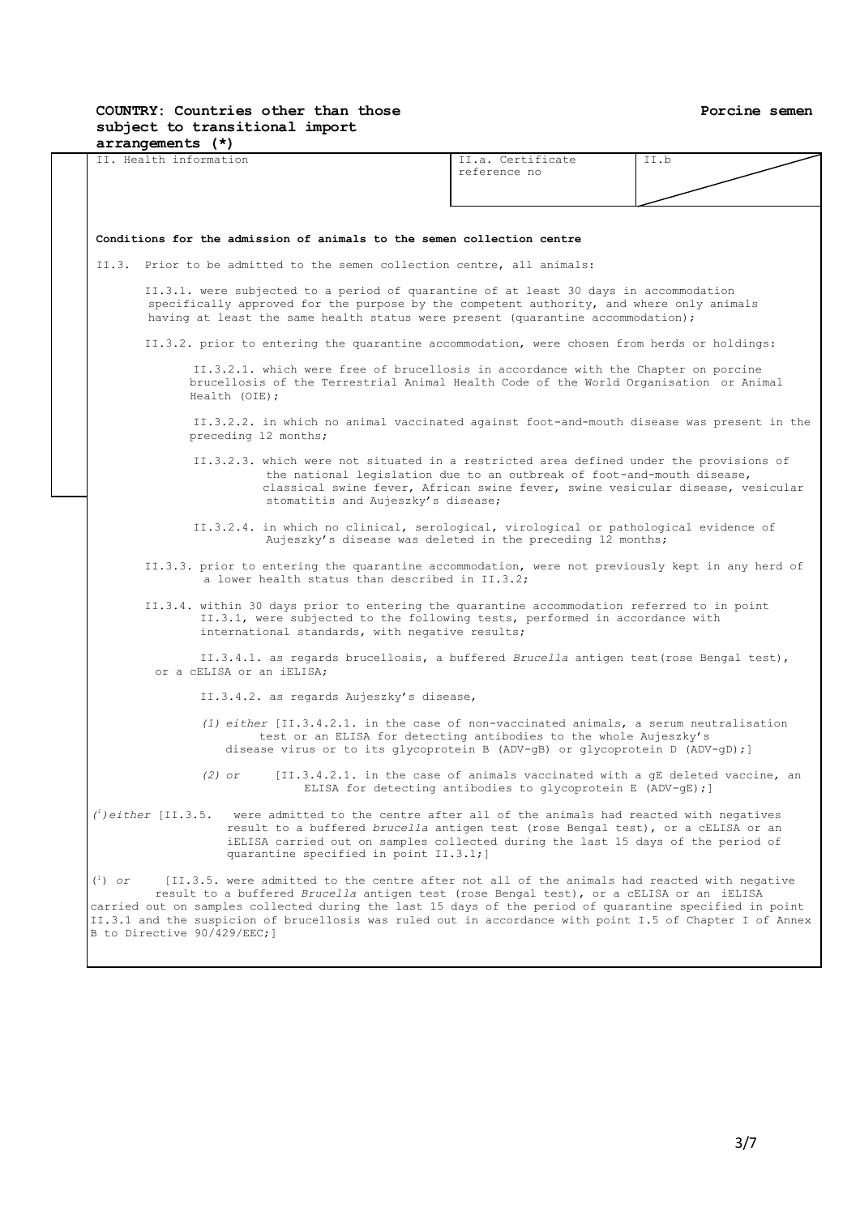**COUNTRY: Countries other than those subject to transitional import arrangements (*)**

**Porcine semen**

| II. Health information | II.a. Certificate reference no | II.b |
| --- | --- | --- |

**Conditions for the admission of animals to the semen collection centre**

II.3. Prior to be admitted to the semen collection centre, all animals:

II.3.1. were subjected to a period of quarantine of at least 30 days in accommodation specifically approved for the purpose by the competent authority, and where only animals having at least the same health status were present (quarantine accommodation);

II.3.2. prior to entering the quarantine accommodation, were chosen from herds or holdings:

II.3.2.1. which were free of brucellosis in accordance with the Chapter on porcine brucellosis of the Terrestrial Animal Health Code of the World Organisation or Animal Health (OIE);

II.3.2.2. in which no animal vaccinated against foot-and-mouth disease was present in the preceding 12 months;

II.3.2.3. which were not situated in a restricted area defined under the provisions of the national legislation due to an outbreak of foot-and-mouth disease, classical swine fever, African swine fever, swine vesicular disease, vesicular stomatitis and Aujeszky's disease;

II.3.2.4. in which no clinical, serological, virological or pathological evidence of Aujeszky's disease was deleted in the preceding 12 months;

II.3.3. prior to entering the quarantine accommodation, were not previously kept in any herd of a lower health status than described in II.3.2;

II.3.4. within 30 days prior to entering the quarantine accommodation referred to in point II.3.1, were subjected to the following tests, performed in accordance with international standards, with negative results;

II.3.4.1. as regards brucellosis, a buffered *Brucella* antigen test (rose Bengal test), or a cELISA or an iELISA;

II.3.4.2. as regards Aujeszky's disease,

*(1) either* [II.3.4.2.1. in the case of non-vaccinated animals, a serum neutralisation test or an ELISA for detecting antibodies to the whole Aujeszky's disease virus or to its glycoprotein B (ADV-gB) or glycoprotein D (ADV-gD);]

*(2) or* [II.3.4.2.1. in the case of animals vaccinated with a gE deleted vaccine, an ELISA for detecting antibodies to glycoprotein E (ADV-gE);]

*([1])either* [II.3.5. were admitted to the centre after all of the animals had reacted with negatives result to a buffered *brucella* antigen test (rose Bengal test), or a cELISA or an iELISA carried out on samples collected during the last 15 days of the period of quarantine specified in point II.3.1;]

([1]) *or* [II.3.5. were admitted to the centre after not all of the animals had reacted with negative result to a buffered *Brucella* antigen test (rose Bengal test), or a cELISA or an iELISA carried out on samples collected during the last 15 days of the period of quarantine specified in point II.3.1 and the suspicion of brucellosis was ruled out in accordance with point I.5 of Chapter I of Annex B to Directive 90/429/EEC;]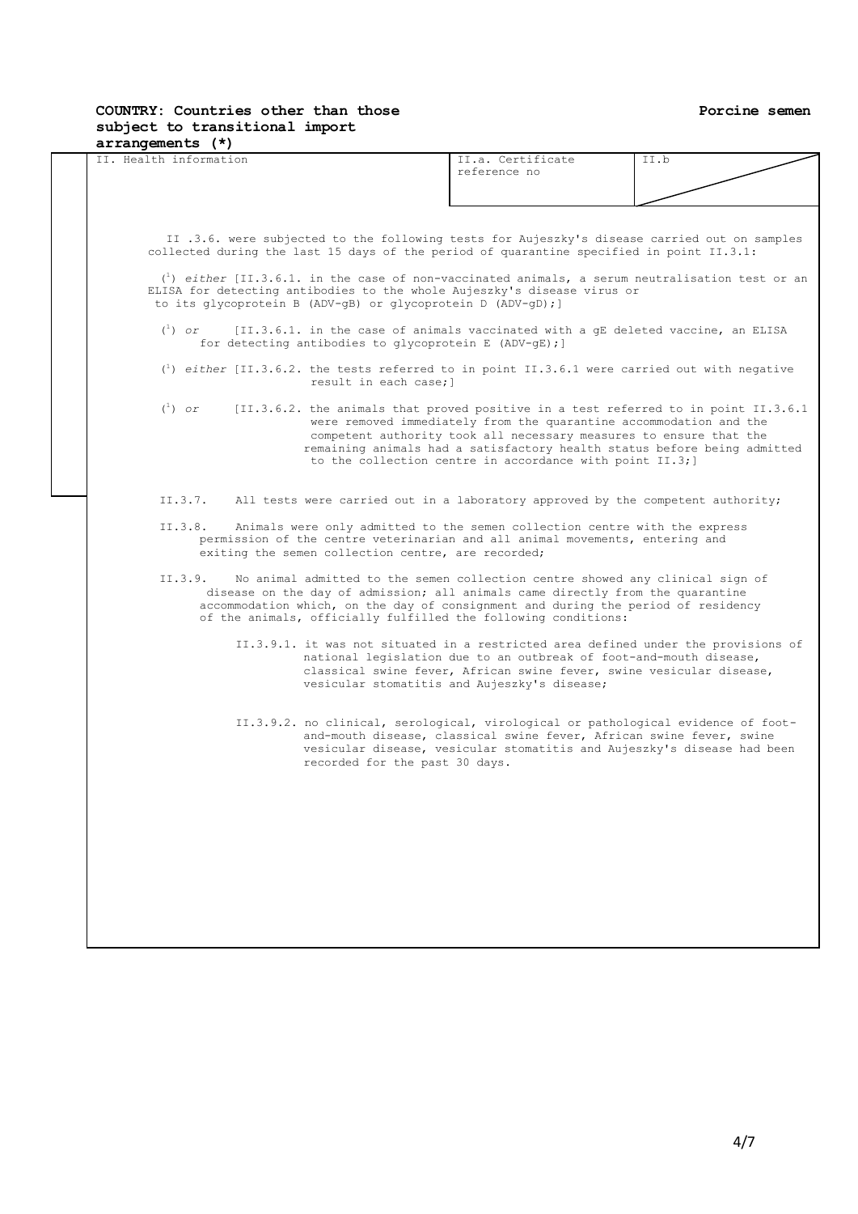**COUNTRY: Countries other than those subject to transitional import arrangements (*)**

**Porcine semen**

| II. Health information | II.a. Certificate reference no | II.b |
|---|---|---|

II .3.6. were subjected to the following tests for Aujeszky's disease carried out on samples collected during the last 15 days of the period of quarantine specified in point II.3.1:

([1]) *either* [II.3.6.1. in the case of non-vaccinated animals, a serum neutralisation test or an ELISA for detecting antibodies to the whole Aujeszky's disease virus or to its glycoprotein B (ADV-gB) or glycoprotein D (ADV-gD);]

([1]) *or* [II.3.6.1. in the case of animals vaccinated with a gE deleted vaccine, an ELISA for detecting antibodies to glycoprotein E (ADV-gE);]

([1]) *either* [II.3.6.2. the tests referred to in point II.3.6.1 were carried out with negative result in each case;]

([1]) *or* [II.3.6.2. the animals that proved positive in a test referred to in point II.3.6.1 were removed immediately from the quarantine accommodation and the competent authority took all necessary measures to ensure that the remaining animals had a satisfactory health status before being admitted to the collection centre in accordance with point II.3;]

II.3.7. All tests were carried out in a laboratory approved by the competent authority;

II.3.8. Animals were only admitted to the semen collection centre with the express permission of the centre veterinarian and all animal movements, entering and exiting the semen collection centre, are recorded;

II.3.9. No animal admitted to the semen collection centre showed any clinical sign of disease on the day of admission; all animals came directly from the quarantine accommodation which, on the day of consignment and during the period of residency of the animals, officially fulfilled the following conditions:

II.3.9.1. it was not situated in a restricted area defined under the provisions of national legislation due to an outbreak of foot-and-mouth disease, classical swine fever, African swine fever, swine vesicular disease, vesicular stomatitis and Aujeszky's disease;

II.3.9.2. no clinical, serological, virological or pathological evidence of foot-and-mouth disease, classical swine fever, African swine fever, swine vesicular disease, vesicular stomatitis and Aujeszky's disease had been recorded for the past 30 days.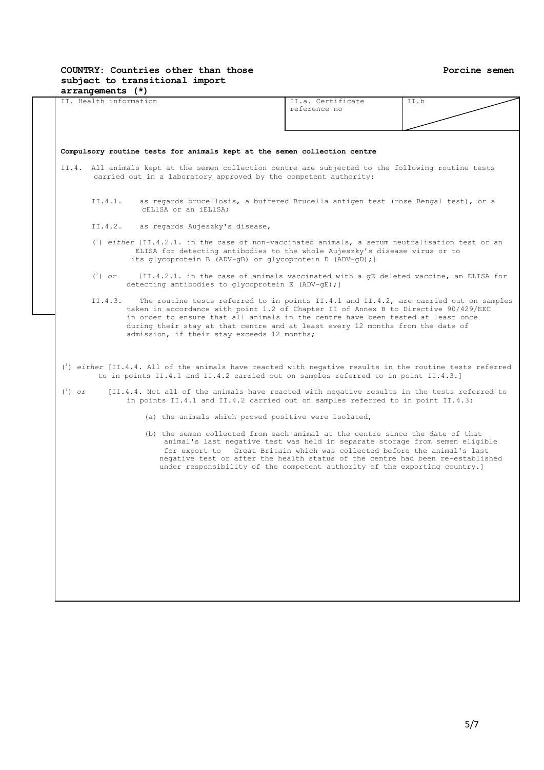**COUNTRY: Countries other than those subject to transitional import arrangements (*)**

**Porcine semen**

| II. Health information | II.a. Certificate reference no | II.b |
|---|---|---|

**Compulsory routine tests for animals kept at the semen collection centre**

II.4. All animals kept at the semen collection centre are subjected to the following routine tests carried out in a laboratory approved by the competent authority:

II.4.1. as regards brucellosis, a buffered Brucella antigen test (rose Bengal test), or a cELISA or an iELISA;

II.4.2. as regards Aujeszky's disease,

([1]) *either* [II.4.2.1. in the case of non-vaccinated animals, a serum neutralisation test or an ELISA for detecting antibodies to the whole Aujeszky's disease virus or to its glycoprotein B (ADV-gB) or glycoprotein D (ADV-gD);]

([1]) *or* [II.4.2.1. in the case of animals vaccinated with a gE deleted vaccine, an ELISA for detecting antibodies to glycoprotein E (ADV-gE);]

II.4.3. The routine tests referred to in points II.4.1 and II.4.2, are carried out on samples taken in accordance with point 1.2 of Chapter II of Annex B to Directive 90/429/EEC in order to ensure that all animals in the centre have been tested at least once during their stay at that centre and at least every 12 months from the date of admission, if their stay exceeds 12 months;

([1]) *either* [II.4.4. All of the animals have reacted with negative results in the routine tests referred to in points II.4.1 and II.4.2 carried out on samples referred to in point II.4.3.]

([1]) *or* [II.4.4. Not all of the animals have reacted with negative results in the tests referred to in points II.4.1 and II.4.2 carried out on samples referred to in point II.4.3:

(a) the animals which proved positive were isolated,

(b) the semen collected from each animal at the centre since the date of that animal's last negative test was held in separate storage from semen eligible for export to Great Britain which was collected before the animal's last negative test or after the health status of the centre had been re-established under responsibility of the competent authority of the exporting country.]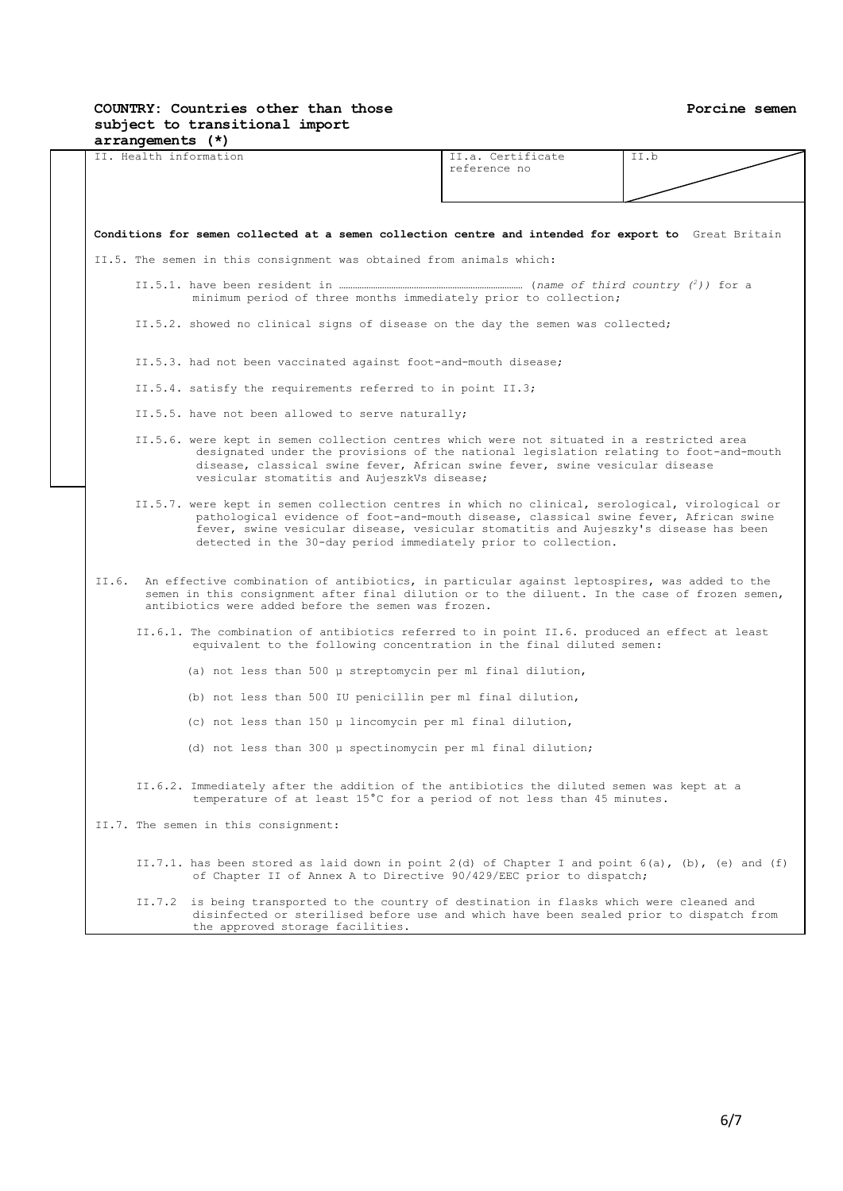**COUNTRY: Countries other than those subject to transitional import arrangements (*)** **Porcine semen**

| II. Health information | II.a. Certificate reference no | II.b |
|---|---|---|

**Conditions for semen collected at a semen collection centre and intended for export to** Great Britain

II.5. The semen in this consignment was obtained from animals which:

II.5.1. have been resident in …………………………………………………………… (*name of third country* [2]) for a minimum period of three months immediately prior to collection;

II.5.2. showed no clinical signs of disease on the day the semen was collected;

II.5.3. had not been vaccinated against foot-and-mouth disease;

II.5.4. satisfy the requirements referred to in point II.3;

II.5.5. have not been allowed to serve naturally;

II.5.6. were kept in semen collection centres which were not situated in a restricted area designated under the provisions of the national legislation relating to foot-and-mouth disease, classical swine fever, African swine fever, swine vesicular disease vesicular stomatitis and AujeszkVs disease;

II.5.7. were kept in semen collection centres in which no clinical, serological, virological or pathological evidence of foot-and-mouth disease, classical swine fever, African swine fever, swine vesicular disease, vesicular stomatitis and Aujeszky's disease has been detected in the 30-day period immediately prior to collection.

II.6. An effective combination of antibiotics, in particular against leptospires, was added to the semen in this consignment after final dilution or to the diluent. In the case of frozen semen, antibiotics were added before the semen was frozen.

II.6.1. The combination of antibiotics referred to in point II.6. produced an effect at least equivalent to the following concentration in the final diluted semen:

(a) not less than 500 µ streptomycin per ml final dilution,

(b) not less than 500 IU penicillin per ml final dilution,

(c) not less than 150 µ lincomycin per ml final dilution,

(d) not less than 300 µ spectinomycin per ml final dilution;

II.6.2. Immediately after the addition of the antibiotics the diluted semen was kept at a temperature of at least 15°C for a period of not less than 45 minutes.

II.7. The semen in this consignment:

II.7.1. has been stored as laid down in point 2(d) of Chapter I and point 6(a), (b), (e) and (f) of Chapter II of Annex A to Directive 90/429/EEC prior to dispatch;

II.7.2 is being transported to the country of destination in flasks which were cleaned and disinfected or sterilised before use and which have been sealed prior to dispatch from the approved storage facilities.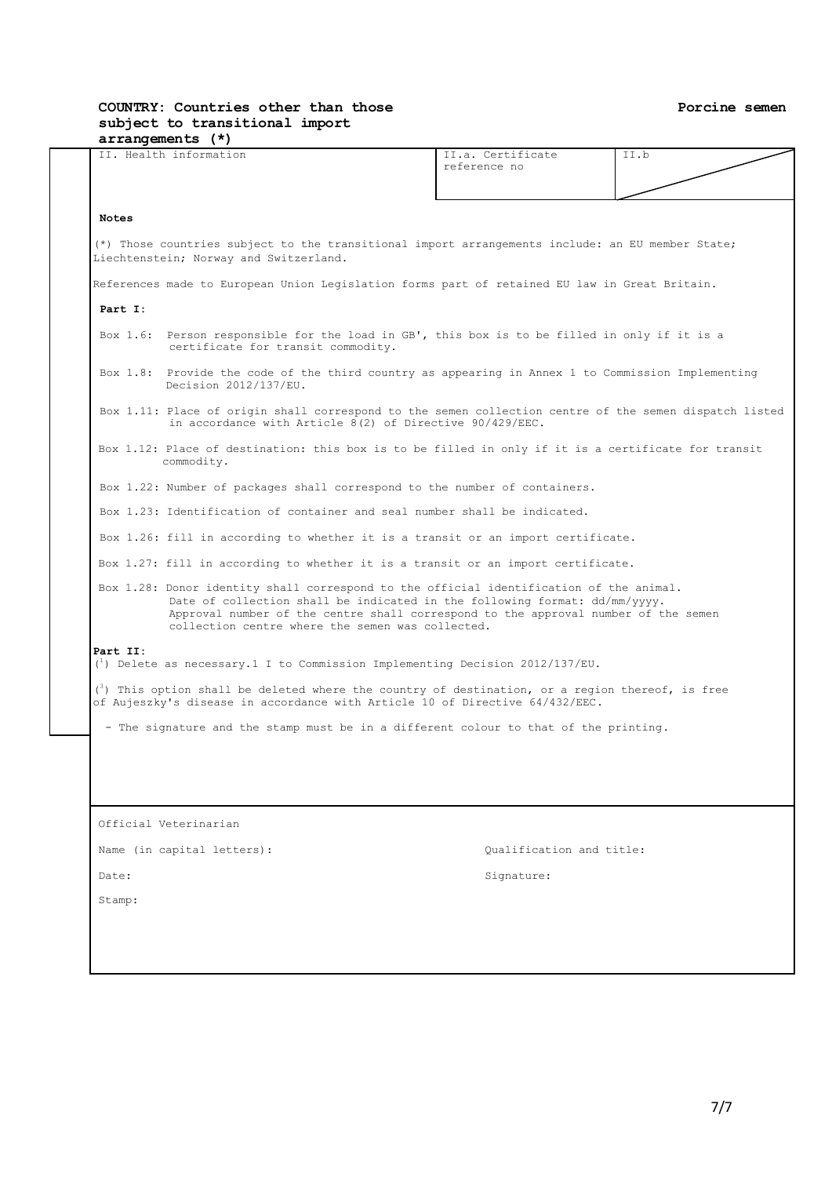**COUNTRY: Countries other than those subject to transitional import arrangements (*)**

**Porcine semen**

| II. Health information | II.a. Certificate reference no | II.b |
|---|---|---|

**Notes**

(*) Those countries subject to the transitional import arrangements include: an EU member State; Liechtenstein; Norway and Switzerland.

References made to European Union Legislation forms part of retained EU law in Great Britain.

**Part I:**

Box 1.6: Person responsible for the load in GB', this box is to be filled in only if it is a certificate for transit commodity.

Box 1.8: Provide the code of the third country as appearing in Annex 1 to Commission Implementing Decision 2012/137/EU.

Box 1.11: Place of origin shall correspond to the semen collection centre of the semen dispatch listed in accordance with Article 8(2) of Directive 90/429/EEC.

Box 1.12: Place of destination: this box is to be filled in only if it is a certificate for transit commodity.

Box 1.22: Number of packages shall correspond to the number of containers.

Box 1.23: Identification of container and seal number shall be indicated.

Box 1.26: fill in according to whether it is a transit or an import certificate.

Box 1.27: fill in according to whether it is a transit or an import certificate.

Box 1.28: Donor identity shall correspond to the official identification of the animal. Date of collection shall be indicated in the following format: dd/mm/yyyy. Approval number of the centre shall correspond to the approval number of the semen collection centre where the semen was collected.

**Part II:**

([1]) Delete as necessary.1 I to Commission Implementing Decision 2012/137/EU.

([3]) This option shall be deleted where the country of destination, or a region thereof, is free of Aujeszky's disease in accordance with Article 10 of Directive 64/432/EEC.

- The signature and the stamp must be in a different colour to that of the printing.

Official Veterinarian

Name (in capital letters):

Qualification and title:

Date:

Signature:

Stamp: